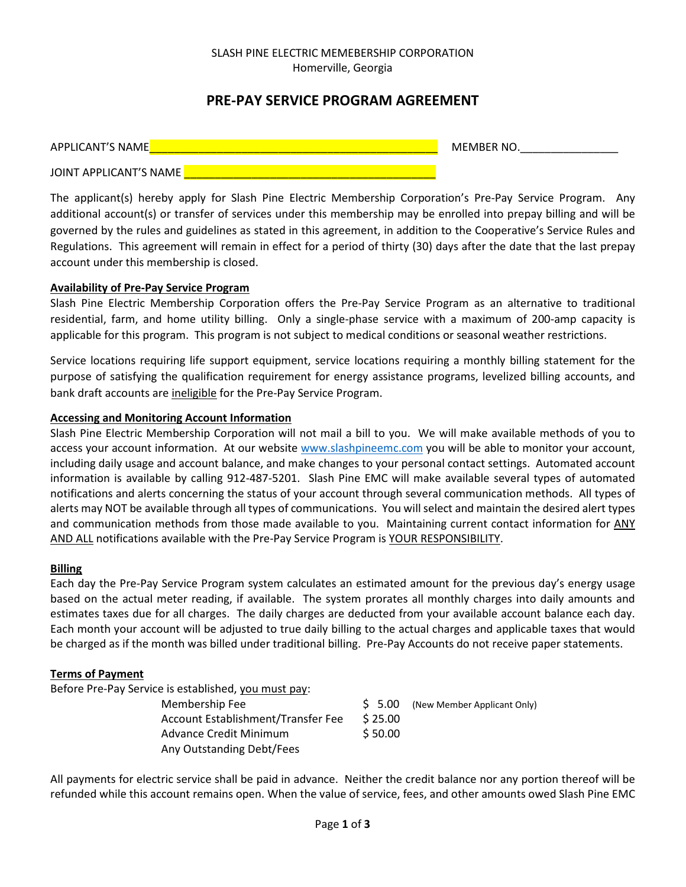SLASH PINE ELECTRIC MEMEBERSHIP CORPORATION
Homerville, Georgia

# PRE-PAY SERVICE PROGRAM AGREEMENT

APPLICANT'S NAME_____________________________________________ MEMBER NO.________________

JOINT APPLICANT'S NAME _______________________________________

The applicant(s) hereby apply for Slash Pine Electric Membership Corporation's Pre-Pay Service Program. Any additional account(s) or transfer of services under this membership may be enrolled into prepay billing and will be governed by the rules and guidelines as stated in this agreement, in addition to the Cooperative's Service Rules and Regulations. This agreement will remain in effect for a period of thirty (30) days after the date that the last prepay account under this membership is closed.

**Availability of Pre-Pay Service Program**

Slash Pine Electric Membership Corporation offers the Pre-Pay Service Program as an alternative to traditional residential, farm, and home utility billing. Only a single-phase service with a maximum of 200-amp capacity is applicable for this program. This program is not subject to medical conditions or seasonal weather restrictions.

Service locations requiring life support equipment, service locations requiring a monthly billing statement for the purpose of satisfying the qualification requirement for energy assistance programs, levelized billing accounts, and bank draft accounts are ineligible for the Pre-Pay Service Program.

**Accessing and Monitoring Account Information**

Slash Pine Electric Membership Corporation will not mail a bill to you. We will make available methods of you to access your account information. At our website www.slashpineemc.com you will be able to monitor your account, including daily usage and account balance, and make changes to your personal contact settings. Automated account information is available by calling 912-487-5201. Slash Pine EMC will make available several types of automated notifications and alerts concerning the status of your account through several communication methods. All types of alerts may NOT be available through all types of communications. You will select and maintain the desired alert types and communication methods from those made available to you. Maintaining current contact information for ANY AND ALL notifications available with the Pre-Pay Service Program is YOUR RESPONSIBILITY.

**Billing**

Each day the Pre-Pay Service Program system calculates an estimated amount for the previous day's energy usage based on the actual meter reading, if available. The system prorates all monthly charges into daily amounts and estimates taxes due for all charges. The daily charges are deducted from your available account balance each day. Each month your account will be adjusted to true daily billing to the actual charges and applicable taxes that would be charged as if the month was billed under traditional billing. Pre-Pay Accounts do not receive paper statements.

**Terms of Payment**

Before Pre-Pay Service is established, you must pay:

| | | |
|---|---|---|
| Membership Fee | $ 5.00 | (New Member Applicant Only) |
| Account Establishment/Transfer Fee | $ 25.00 | |
| Advance Credit Minimum | $ 50.00 | |
| Any Outstanding Debt/Fees | | |

All payments for electric service shall be paid in advance. Neither the credit balance nor any portion thereof will be refunded while this account remains open. When the value of service, fees, and other amounts owed Slash Pine EMC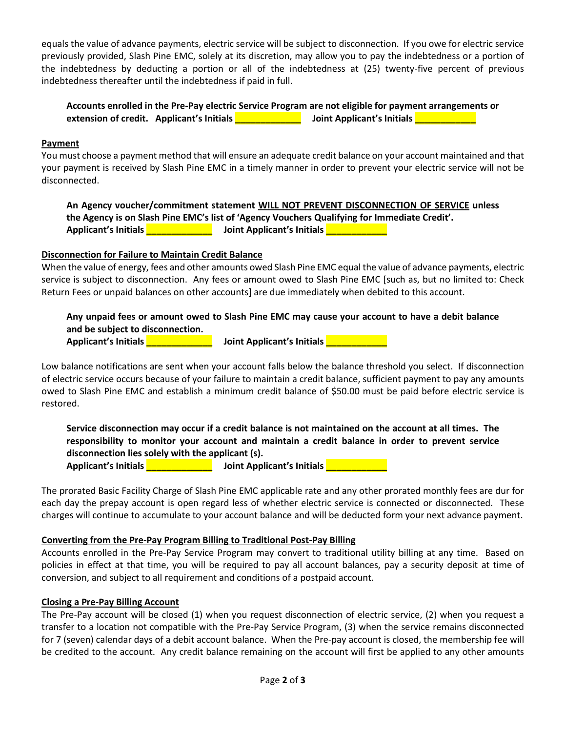equals the value of advance payments, electric service will be subject to disconnection. If you owe for electric service previously provided, Slash Pine EMC, solely at its discretion, may allow you to pay the indebtedness or a portion of the indebtedness by deducting a portion or all of the indebtedness at (25) twenty-five percent of previous indebtedness thereafter until the indebtedness if paid in full.

**Accounts enrolled in the Pre-Pay electric Service Program are not eligible for payment arrangements or extension of credit. Applicant's Initials ____________ Joint Applicant's Initials ___________**

## Payment

You must choose a payment method that will ensure an adequate credit balance on your account maintained and that your payment is received by Slash Pine EMC in a timely manner in order to prevent your electric service will not be disconnected.

**An Agency voucher/commitment statement WILL NOT PREVENT DISCONNECTION OF SERVICE unless the Agency is on Slash Pine EMC's list of 'Agency Vouchers Qualifying for Immediate Credit'.**
**Applicant's Initials ____________ Joint Applicant's Initials ___________**

## Disconnection for Failure to Maintain Credit Balance

When the value of energy, fees and other amounts owed Slash Pine EMC equal the value of advance payments, electric service is subject to disconnection. Any fees or amount owed to Slash Pine EMC [such as, but no limited to: Check Return Fees or unpaid balances on other accounts] are due immediately when debited to this account.

**Any unpaid fees or amount owed to Slash Pine EMC may cause your account to have a debit balance and be subject to disconnection.**
**Applicant's Initials ____________ Joint Applicant's Initials ___________**

Low balance notifications are sent when your account falls below the balance threshold you select. If disconnection of electric service occurs because of your failure to maintain a credit balance, sufficient payment to pay any amounts owed to Slash Pine EMC and establish a minimum credit balance of $50.00 must be paid before electric service is restored.

**Service disconnection may occur if a credit balance is not maintained on the account at all times. The responsibility to monitor your account and maintain a credit balance in order to prevent service disconnection lies solely with the applicant (s).**
**Applicant's Initials ____________ Joint Applicant's Initials ___________**

The prorated Basic Facility Charge of Slash Pine EMC applicable rate and any other prorated monthly fees are dur for each day the prepay account is open regard less of whether electric service is connected or disconnected. These charges will continue to accumulate to your account balance and will be deducted form your next advance payment.

## Converting from the Pre-Pay Program Billing to Traditional Post-Pay Billing

Accounts enrolled in the Pre-Pay Service Program may convert to traditional utility billing at any time. Based on policies in effect at that time, you will be required to pay all account balances, pay a security deposit at time of conversion, and subject to all requirement and conditions of a postpaid account.

## Closing a Pre-Pay Billing Account

The Pre-Pay account will be closed (1) when you request disconnection of electric service, (2) when you request a transfer to a location not compatible with the Pre-Pay Service Program, (3) when the service remains disconnected for 7 (seven) calendar days of a debit account balance. When the Pre-pay account is closed, the membership fee will be credited to the account. Any credit balance remaining on the account will first be applied to any other amounts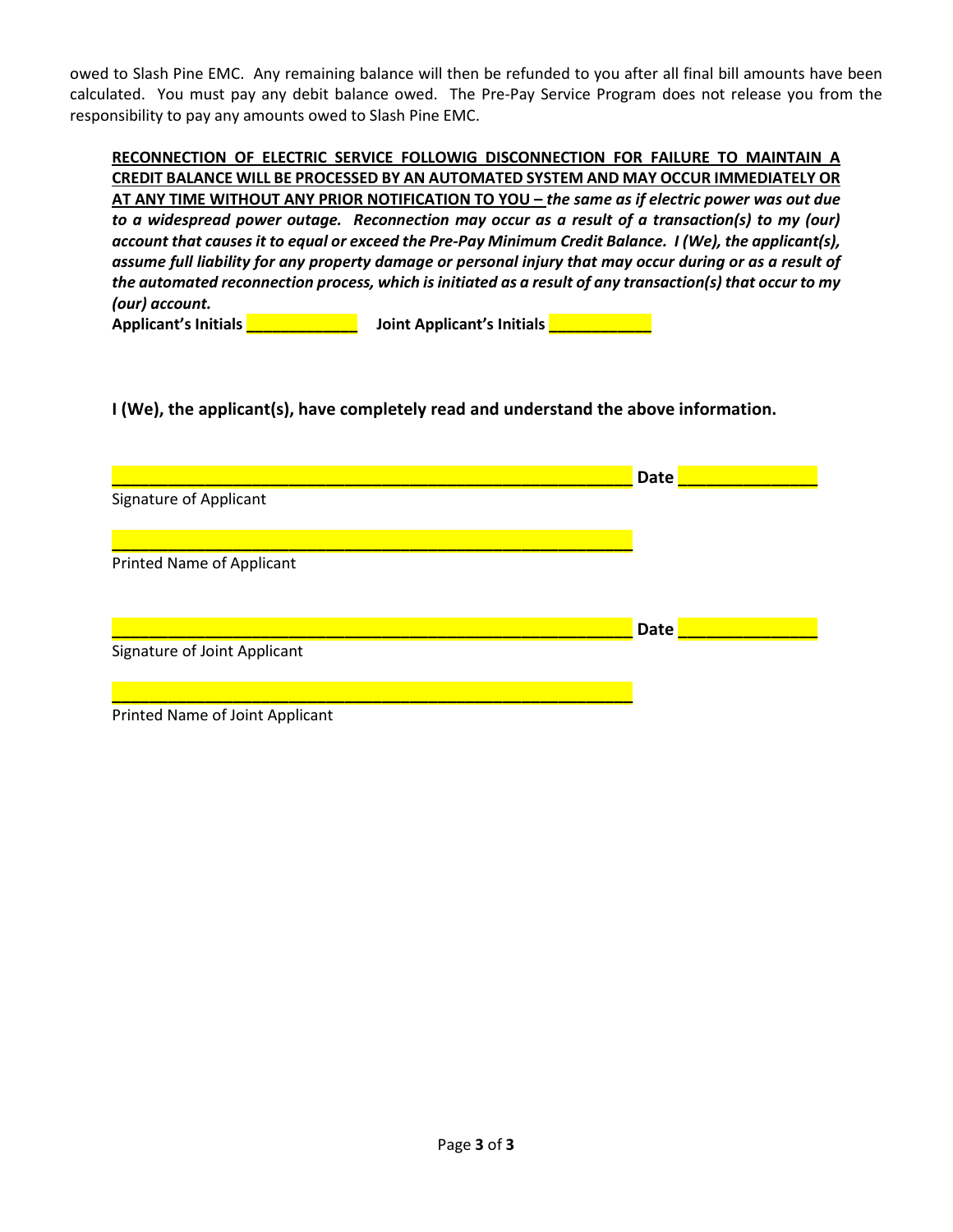owed to Slash Pine EMC. Any remaining balance will then be refunded to you after all final bill amounts have been calculated. You must pay any debit balance owed. The Pre-Pay Service Program does not release you from the responsibility to pay any amounts owed to Slash Pine EMC.

**RECONNECTION OF ELECTRIC SERVICE FOLLOWIG DISCONNECTION FOR FAILURE TO MAINTAIN A CREDIT BALANCE WILL BE PROCESSED BY AN AUTOMATED SYSTEM AND MAY OCCUR IMMEDIATELY OR AT ANY TIME WITHOUT ANY PRIOR NOTIFICATION TO YOU –** ***the same as if electric power was out due to a widespread power outage. Reconnection may occur as a result of a transaction(s) to my (our) account that causes it to equal or exceed the Pre-Pay Minimum Credit Balance. I (We), the applicant(s), assume full liability for any property damage or personal injury that may occur during or as a result of the automated reconnection process, which is initiated as a result of any transaction(s) that occur to my (our) account.***

**Applicant's Initials ____________ Joint Applicant's Initials ___________**

**I (We), the applicant(s), have completely read and understand the above information.**

________________________________________________________ **Date** ______________

Signature of Applicant

________________________________________________________

Printed Name of Applicant

________________________________________________________ **Date** ______________

Signature of Joint Applicant

________________________________________________________

Printed Name of Joint Applicant